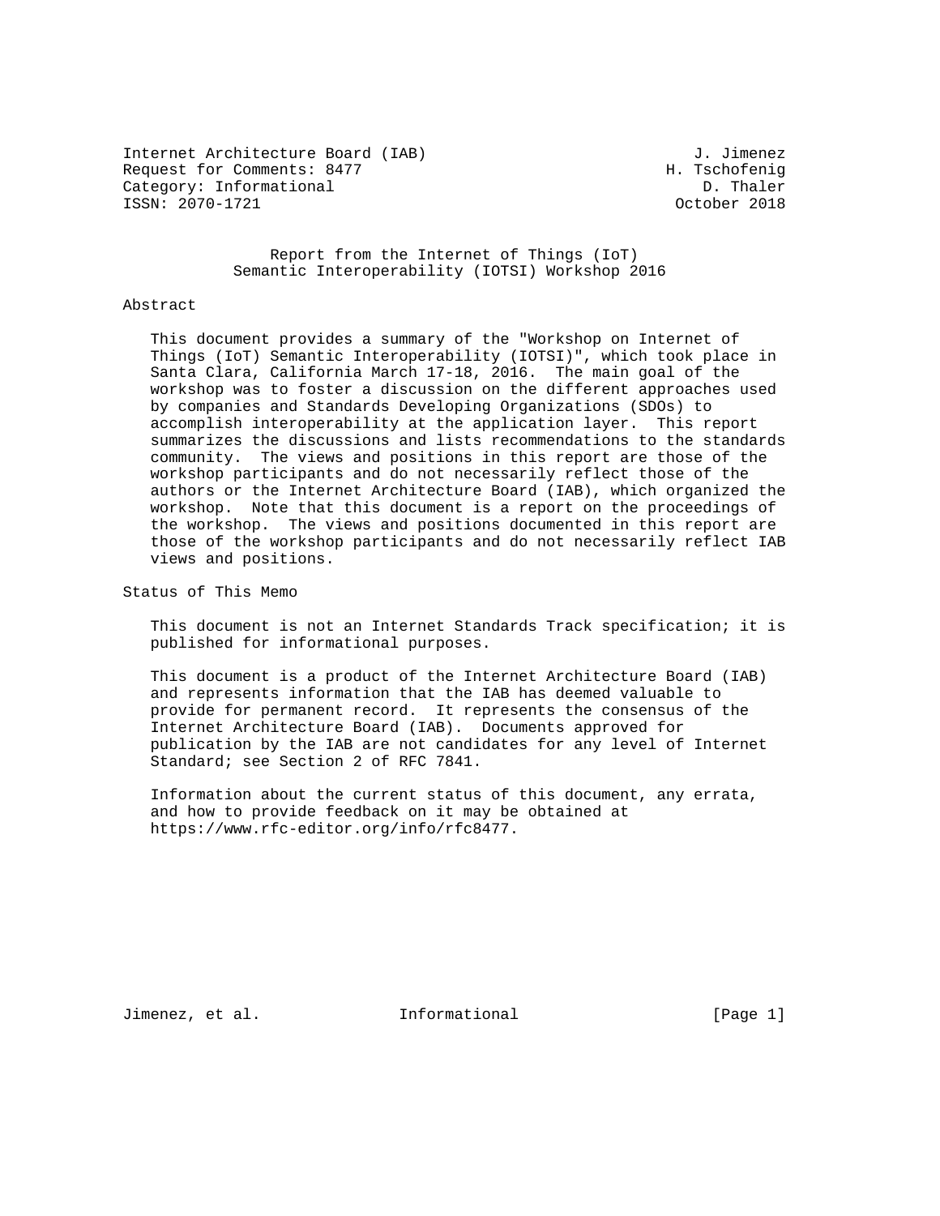Internet Architecture Board (IAB)                              J. Jimenez
Request for Comments: 8477                                  H. Tschofenig
Category: Informational                                         D. Thaler
ISSN: 2070-1721                                              October 2018

# Report from the Internet of Things (IoT) Semantic Interoperability (IOTSI) Workshop 2016

## Abstract

This document provides a summary of the "Workshop on Internet of Things (IoT) Semantic Interoperability (IOTSI)", which took place in Santa Clara, California March 17-18, 2016. The main goal of the workshop was to foster a discussion on the different approaches used by companies and Standards Developing Organizations (SDOs) to accomplish interoperability at the application layer. This report summarizes the discussions and lists recommendations to the standards community. The views and positions in this report are those of the workshop participants and do not necessarily reflect those of the authors or the Internet Architecture Board (IAB), which organized the workshop. Note that this document is a report on the proceedings of the workshop. The views and positions documented in this report are those of the workshop participants and do not necessarily reflect IAB views and positions.

## Status of This Memo

This document is not an Internet Standards Track specification; it is published for informational purposes.

This document is a product of the Internet Architecture Board (IAB) and represents information that the IAB has deemed valuable to provide for permanent record. It represents the consensus of the Internet Architecture Board (IAB). Documents approved for publication by the IAB are not candidates for any level of Internet Standard; see Section 2 of RFC 7841.

Information about the current status of this document, any errata, and how to provide feedback on it may be obtained at https://www.rfc-editor.org/info/rfc8477.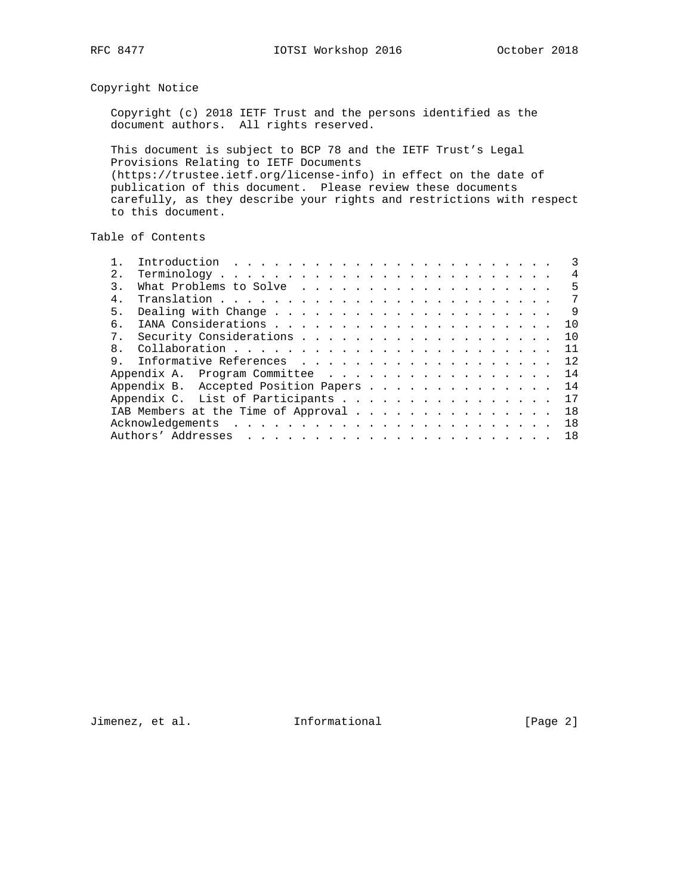## Copyright Notice

Copyright (c) 2018 IETF Trust and the persons identified as the document authors. All rights reserved.

This document is subject to BCP 78 and the IETF Trust's Legal Provisions Relating to IETF Documents (https://trustee.ietf.org/license-info) in effect on the date of publication of this document. Please review these documents carefully, as they describe your rights and restrictions with respect to this document.

## Table of Contents

```
   1.  Introduction  . . . . . . . . . . . . . . . . . . . . . . . .   3
   2.  Terminology . . . . . . . . . . . . . . . . . . . . . . . . .   4
   3.  What Problems to Solve  . . . . . . . . . . . . . . . . . . .   5
   4.  Translation . . . . . . . . . . . . . . . . . . . . . . . . .   7
   5.  Dealing with Change . . . . . . . . . . . . . . . . . . . . .   9
   6.  IANA Considerations . . . . . . . . . . . . . . . . . . . . .  10
   7.  Security Considerations . . . . . . . . . . . . . . . . . . .  10
   8.  Collaboration . . . . . . . . . . . . . . . . . . . . . . . .  11
   9.  Informative References  . . . . . . . . . . . . . . . . . . .  12
   Appendix A.  Program Committee  . . . . . . . . . . . . . . . . .  14
   Appendix B.  Accepted Position Papers . . . . . . . . . . . . . .  14
   Appendix C.  List of Participants . . . . . . . . . . . . . . . .  17
   IAB Members at the Time of Approval . . . . . . . . . . . . . . .  18
   Acknowledgements  . . . . . . . . . . . . . . . . . . . . . . . .  18
   Authors' Addresses  . . . . . . . . . . . . . . . . . . . . . . .  18
```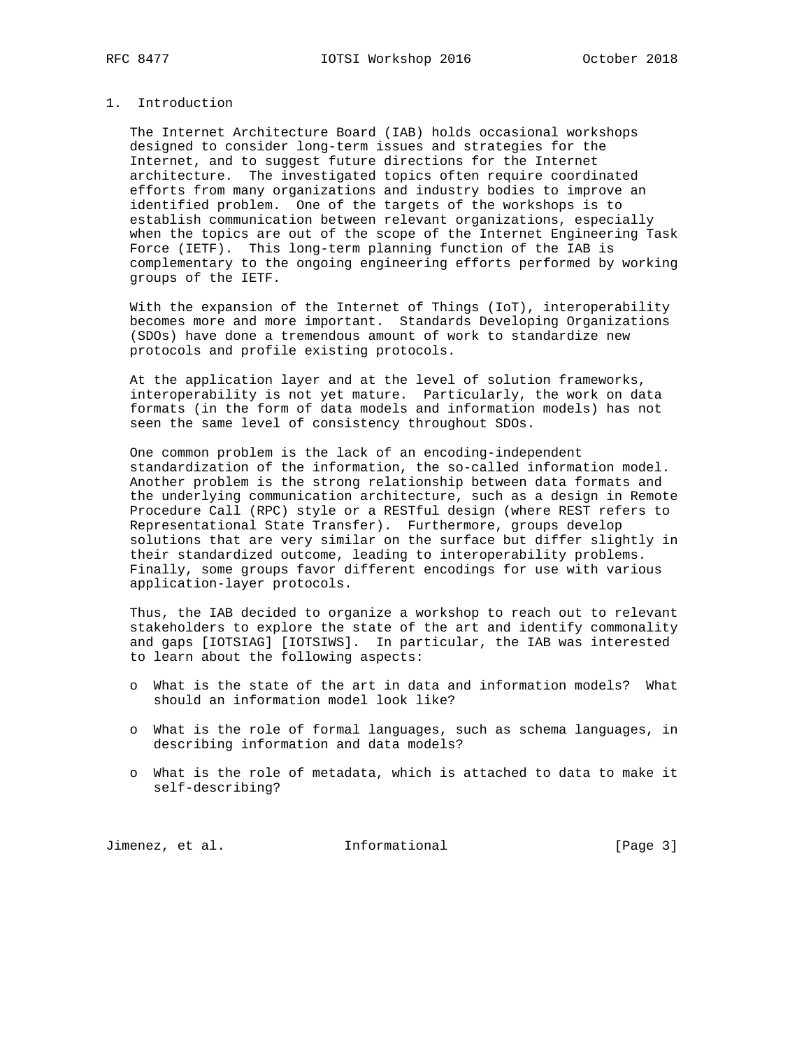## 1. Introduction

The Internet Architecture Board (IAB) holds occasional workshops designed to consider long-term issues and strategies for the Internet, and to suggest future directions for the Internet architecture. The investigated topics often require coordinated efforts from many organizations and industry bodies to improve an identified problem. One of the targets of the workshops is to establish communication between relevant organizations, especially when the topics are out of the scope of the Internet Engineering Task Force (IETF). This long-term planning function of the IAB is complementary to the ongoing engineering efforts performed by working groups of the IETF.

With the expansion of the Internet of Things (IoT), interoperability becomes more and more important. Standards Developing Organizations (SDOs) have done a tremendous amount of work to standardize new protocols and profile existing protocols.

At the application layer and at the level of solution frameworks, interoperability is not yet mature. Particularly, the work on data formats (in the form of data models and information models) has not seen the same level of consistency throughout SDOs.

One common problem is the lack of an encoding-independent standardization of the information, the so-called information model. Another problem is the strong relationship between data formats and the underlying communication architecture, such as a design in Remote Procedure Call (RPC) style or a RESTful design (where REST refers to Representational State Transfer). Furthermore, groups develop solutions that are very similar on the surface but differ slightly in their standardized outcome, leading to interoperability problems. Finally, some groups favor different encodings for use with various application-layer protocols.

Thus, the IAB decided to organize a workshop to reach out to relevant stakeholders to explore the state of the art and identify commonality and gaps [IOTSIAG] [IOTSIWS]. In particular, the IAB was interested to learn about the following aspects:

- What is the state of the art in data and information models? What should an information model look like?
- What is the role of formal languages, such as schema languages, in describing information and data models?
- What is the role of metadata, which is attached to data to make it self-describing?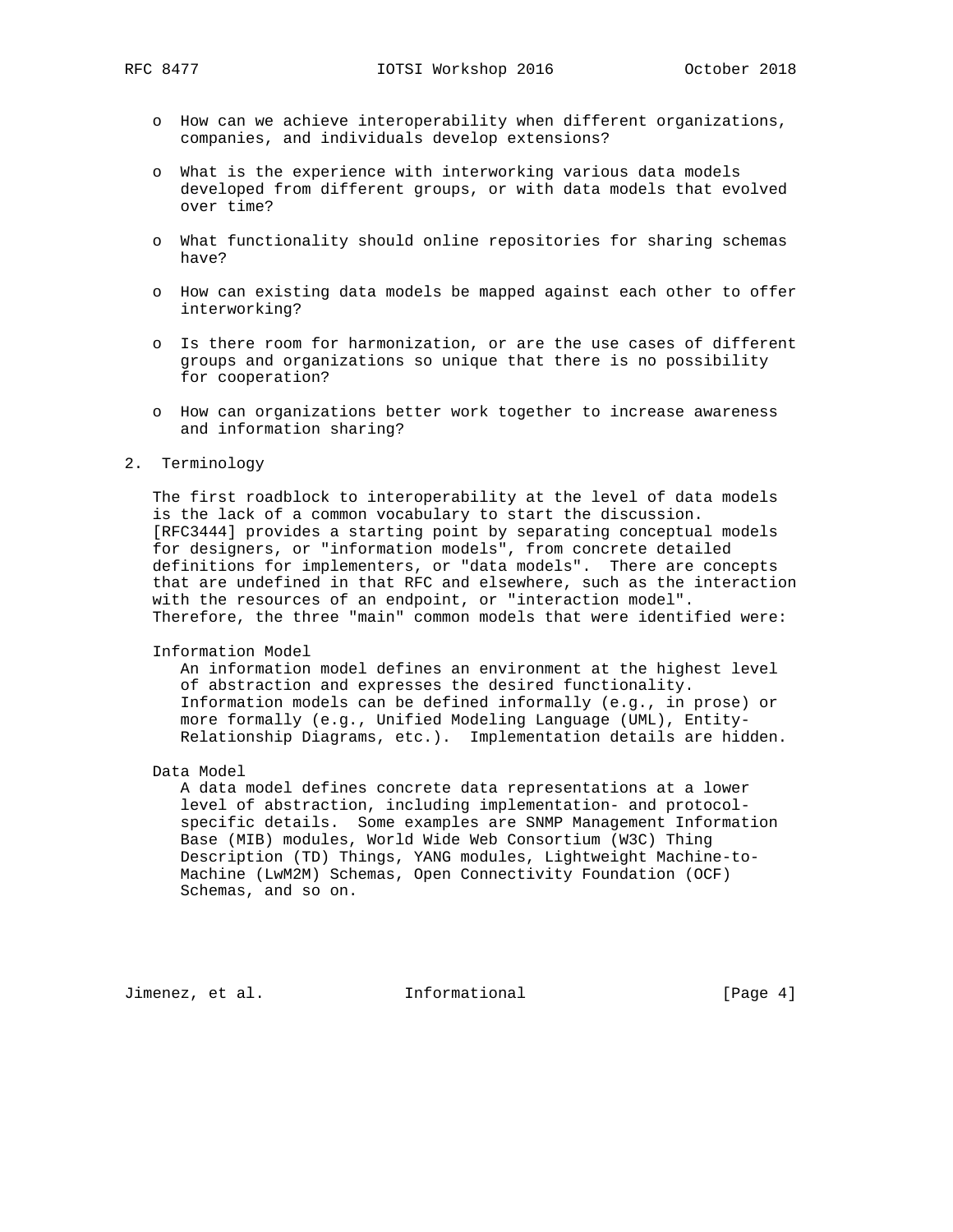- How can we achieve interoperability when different organizations, companies, and individuals develop extensions?

- What is the experience with interworking various data models developed from different groups, or with data models that evolved over time?

- What functionality should online repositories for sharing schemas have?

- How can existing data models be mapped against each other to offer interworking?

- Is there room for harmonization, or are the use cases of different groups and organizations so unique that there is no possibility for cooperation?

- How can organizations better work together to increase awareness and information sharing?

## 2. Terminology

The first roadblock to interoperability at the level of data models is the lack of a common vocabulary to start the discussion. [RFC3444] provides a starting point by separating conceptual models for designers, or "information models", from concrete detailed definitions for implementers, or "data models". There are concepts that are undefined in that RFC and elsewhere, such as the interaction with the resources of an endpoint, or "interaction model". Therefore, the three "main" common models that were identified were:

Information Model
: An information model defines an environment at the highest level of abstraction and expresses the desired functionality. Information models can be defined informally (e.g., in prose) or more formally (e.g., Unified Modeling Language (UML), Entity-Relationship Diagrams, etc.). Implementation details are hidden.

Data Model
: A data model defines concrete data representations at a lower level of abstraction, including implementation- and protocol-specific details. Some examples are SNMP Management Information Base (MIB) modules, World Wide Web Consortium (W3C) Thing Description (TD) Things, YANG modules, Lightweight Machine-to-Machine (LwM2M) Schemas, Open Connectivity Foundation (OCF) Schemas, and so on.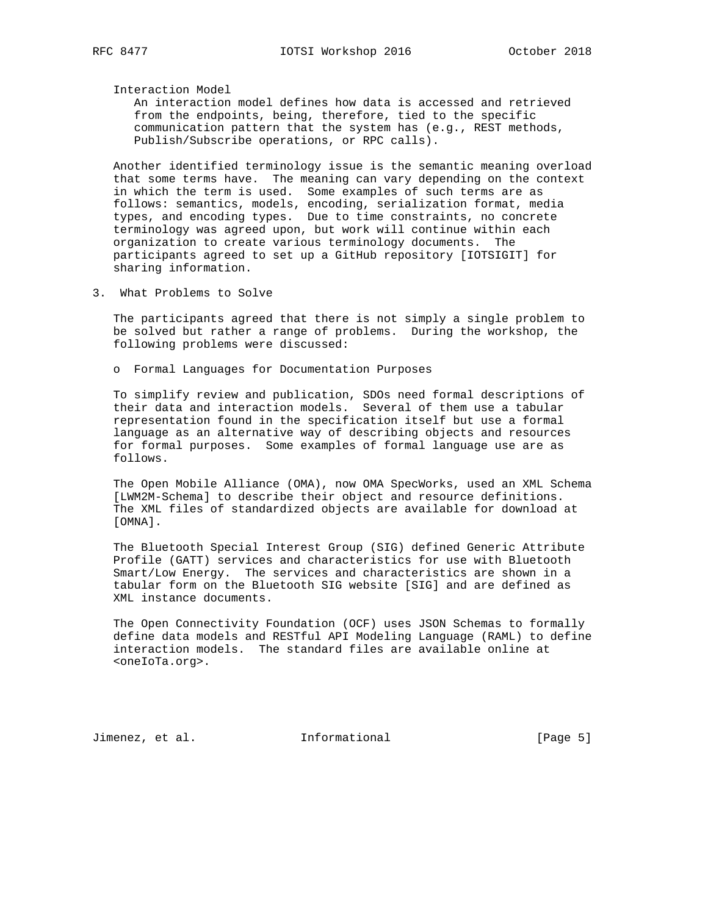Interaction Model

An interaction model defines how data is accessed and retrieved from the endpoints, being, therefore, tied to the specific communication pattern that the system has (e.g., REST methods, Publish/Subscribe operations, or RPC calls).

Another identified terminology issue is the semantic meaning overload that some terms have. The meaning can vary depending on the context in which the term is used. Some examples of such terms are as follows: semantics, models, encoding, serialization format, media types, and encoding types. Due to time constraints, no concrete terminology was agreed upon, but work will continue within each organization to create various terminology documents. The participants agreed to set up a GitHub repository [IOTSIGIT] for sharing information.

## 3. What Problems to Solve

The participants agreed that there is not simply a single problem to be solved but rather a range of problems. During the workshop, the following problems were discussed:

- Formal Languages for Documentation Purposes

To simplify review and publication, SDOs need formal descriptions of their data and interaction models. Several of them use a tabular representation found in the specification itself but use a formal language as an alternative way of describing objects and resources for formal purposes. Some examples of formal language use are as follows.

The Open Mobile Alliance (OMA), now OMA SpecWorks, used an XML Schema [LWM2M-Schema] to describe their object and resource definitions. The XML files of standardized objects are available for download at [OMNA].

The Bluetooth Special Interest Group (SIG) defined Generic Attribute Profile (GATT) services and characteristics for use with Bluetooth Smart/Low Energy. The services and characteristics are shown in a tabular form on the Bluetooth SIG website [SIG] and are defined as XML instance documents.

The Open Connectivity Foundation (OCF) uses JSON Schemas to formally define data models and RESTful API Modeling Language (RAML) to define interaction models. The standard files are available online at <oneIoTa.org>.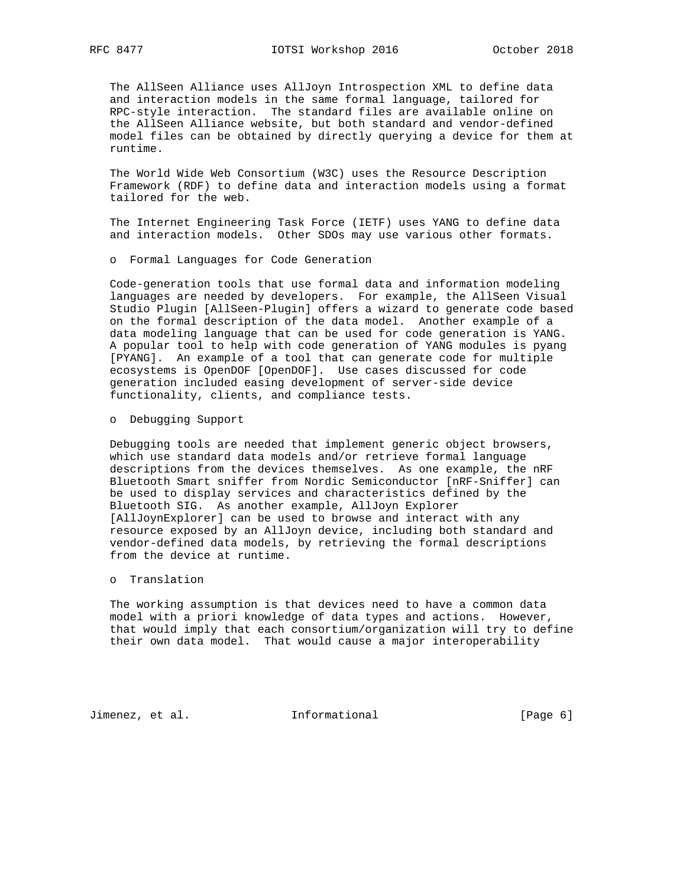The AllSeen Alliance uses AllJoyn Introspection XML to define data and interaction models in the same formal language, tailored for RPC-style interaction. The standard files are available online on the AllSeen Alliance website, but both standard and vendor-defined model files can be obtained by directly querying a device for them at runtime.

The World Wide Web Consortium (W3C) uses the Resource Description Framework (RDF) to define data and interaction models using a format tailored for the web.

The Internet Engineering Task Force (IETF) uses YANG to define data and interaction models. Other SDOs may use various other formats.

- Formal Languages for Code Generation

Code-generation tools that use formal data and information modeling languages are needed by developers. For example, the AllSeen Visual Studio Plugin [AllSeen-Plugin] offers a wizard to generate code based on the formal description of the data model. Another example of a data modeling language that can be used for code generation is YANG. A popular tool to help with code generation of YANG modules is pyang [PYANG]. An example of a tool that can generate code for multiple ecosystems is OpenDOF [OpenDOF]. Use cases discussed for code generation included easing development of server-side device functionality, clients, and compliance tests.

- Debugging Support

Debugging tools are needed that implement generic object browsers, which use standard data models and/or retrieve formal language descriptions from the devices themselves. As one example, the nRF Bluetooth Smart sniffer from Nordic Semiconductor [nRF-Sniffer] can be used to display services and characteristics defined by the Bluetooth SIG. As another example, AllJoyn Explorer [AllJoynExplorer] can be used to browse and interact with any resource exposed by an AllJoyn device, including both standard and vendor-defined data models, by retrieving the formal descriptions from the device at runtime.

- Translation

The working assumption is that devices need to have a common data model with a priori knowledge of data types and actions. However, that would imply that each consortium/organization will try to define their own data model. That would cause a major interoperability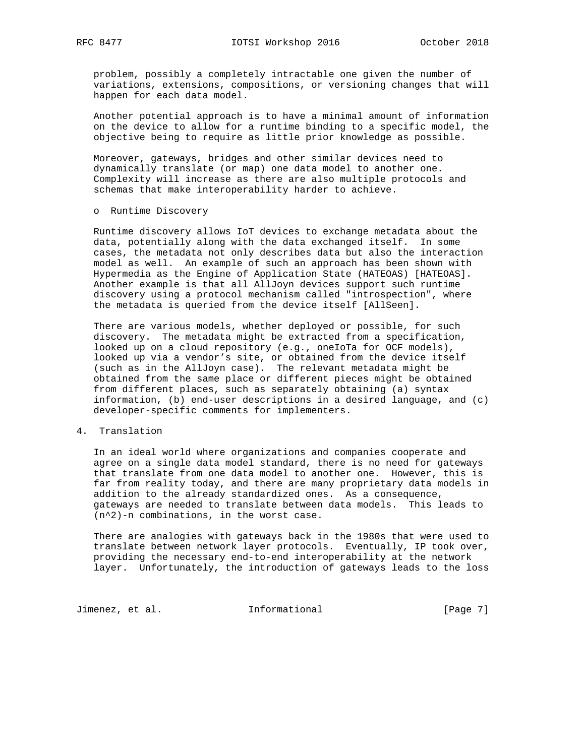problem, possibly a completely intractable one given the number of variations, extensions, compositions, or versioning changes that will happen for each data model.

Another potential approach is to have a minimal amount of information on the device to allow for a runtime binding to a specific model, the objective being to require as little prior knowledge as possible.

Moreover, gateways, bridges and other similar devices need to dynamically translate (or map) one data model to another one. Complexity will increase as there are also multiple protocols and schemas that make interoperability harder to achieve.

- Runtime Discovery

Runtime discovery allows IoT devices to exchange metadata about the data, potentially along with the data exchanged itself. In some cases, the metadata not only describes data but also the interaction model as well. An example of such an approach has been shown with Hypermedia as the Engine of Application State (HATEOAS) [HATEOAS]. Another example is that all AllJoyn devices support such runtime discovery using a protocol mechanism called "introspection", where the metadata is queried from the device itself [AllSeen].

There are various models, whether deployed or possible, for such discovery. The metadata might be extracted from a specification, looked up on a cloud repository (e.g., oneIoTa for OCF models), looked up via a vendor's site, or obtained from the device itself (such as in the AllJoyn case). The relevant metadata might be obtained from the same place or different pieces might be obtained from different places, such as separately obtaining (a) syntax information, (b) end-user descriptions in a desired language, and (c) developer-specific comments for implementers.

# 4. Translation

In an ideal world where organizations and companies cooperate and agree on a single data model standard, there is no need for gateways that translate from one data model to another one. However, this is far from reality today, and there are many proprietary data models in addition to the already standardized ones. As a consequence, gateways are needed to translate between data models. This leads to $(n^2)-n$ combinations, in the worst case.

There are analogies with gateways back in the 1980s that were used to translate between network layer protocols. Eventually, IP took over, providing the necessary end-to-end interoperability at the network layer. Unfortunately, the introduction of gateways leads to the loss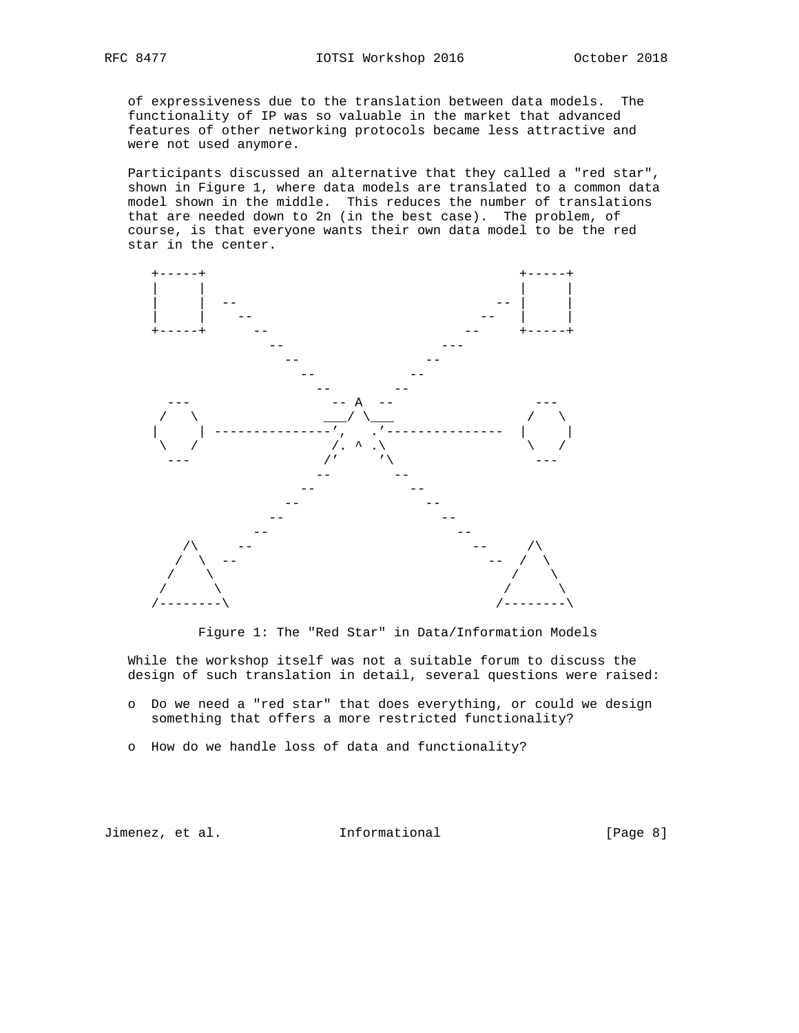of expressiveness due to the translation between data models. The functionality of IP was so valuable in the market that advanced features of other networking protocols became less attractive and were not used anymore.

Participants discussed an alternative that they called a "red star", shown in Figure 1, where data models are translated to a common data model shown in the middle. This reduces the number of translations that are needed down to 2n (in the best case). The problem, of course, is that everyone wants their own data model to be the red star in the center.

```
   +-----+                                  +-----+
   |     |                                  |     |
   |     |  --                           -- |     |
   |     |    --                       --   |     |
   +-----+      --                   --     +-----+
                  --               ---
                    --           --
                      --       --
                        --   --
     ---                 -- A  --                ---
    /   \               ___/ \___               /   \
   |     | --------------',   .'---------------  |     |
    \   /                /. ^ .\                \   /
     ---                /'     '\                ---
                       --       --
                     --           --
                   --               --
                 --                   --
               --                       --
      /\     --                           --     /\
     /  \  --                               --  /  \
    /    \                                     /    \
   /      \                                   /      \
  /--------\                                 /--------\
```

Figure 1: The "Red Star" in Data/Information Models

While the workshop itself was not a suitable forum to discuss the design of such translation in detail, several questions were raised:

- Do we need a "red star" that does everything, or could we design something that offers a more restricted functionality?
- How do we handle loss of data and functionality?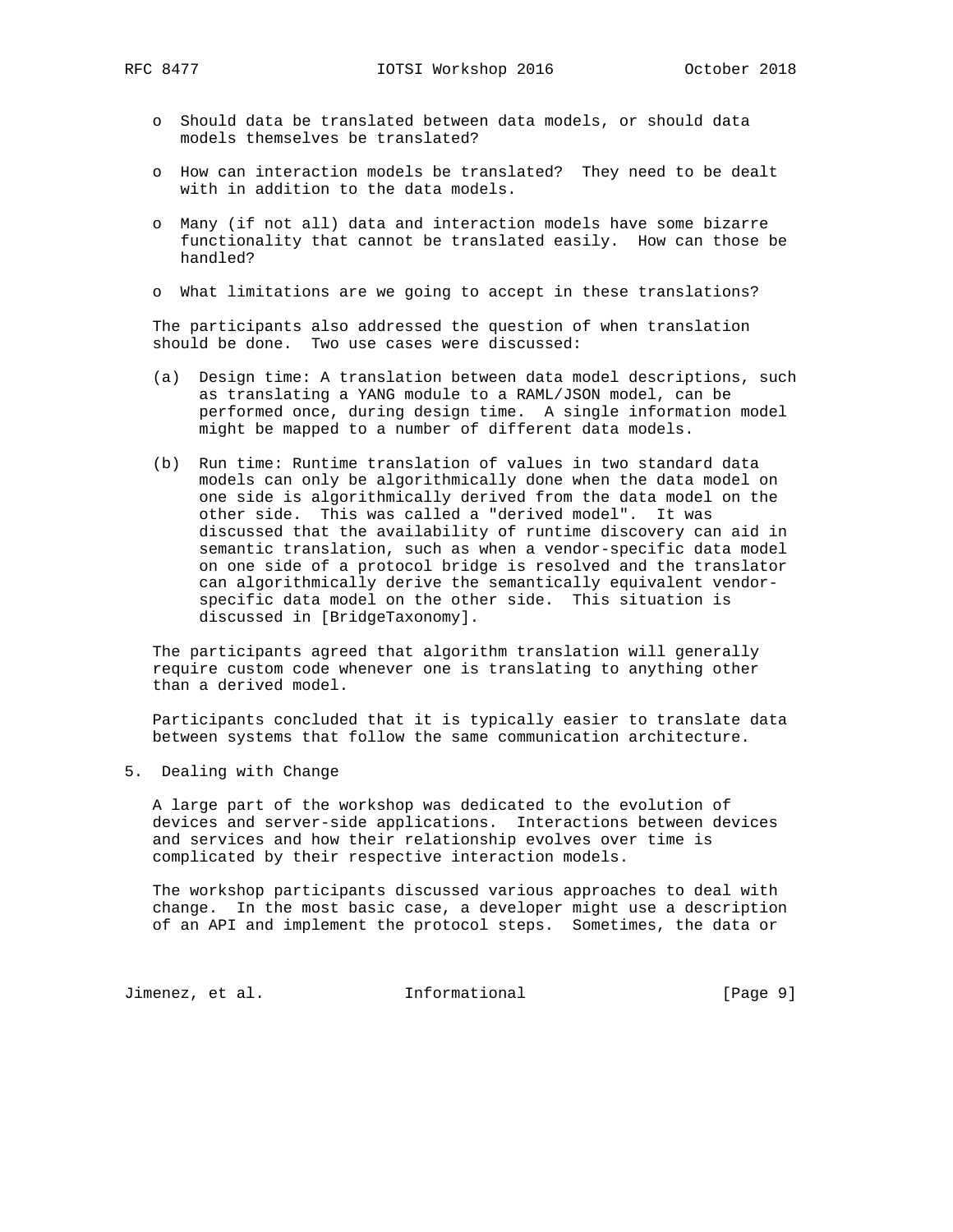- Should data be translated between data models, or should data models themselves be translated?
- How can interaction models be translated? They need to be dealt with in addition to the data models.
- Many (if not all) data and interaction models have some bizarre functionality that cannot be translated easily. How can those be handled?
- What limitations are we going to accept in these translations?

The participants also addressed the question of when translation should be done. Two use cases were discussed:

(a) Design time: A translation between data model descriptions, such as translating a YANG module to a RAML/JSON model, can be performed once, during design time. A single information model might be mapped to a number of different data models.

(b) Run time: Runtime translation of values in two standard data models can only be algorithmically done when the data model on one side is algorithmically derived from the data model on the other side. This was called a "derived model". It was discussed that the availability of runtime discovery can aid in semantic translation, such as when a vendor-specific data model on one side of a protocol bridge is resolved and the translator can algorithmically derive the semantically equivalent vendor-specific data model on the other side. This situation is discussed in [BridgeTaxonomy].

The participants agreed that algorithm translation will generally require custom code whenever one is translating to anything other than a derived model.

Participants concluded that it is typically easier to translate data between systems that follow the same communication architecture.

## 5. Dealing with Change

A large part of the workshop was dedicated to the evolution of devices and server-side applications. Interactions between devices and services and how their relationship evolves over time is complicated by their respective interaction models.

The workshop participants discussed various approaches to deal with change. In the most basic case, a developer might use a description of an API and implement the protocol steps. Sometimes, the data or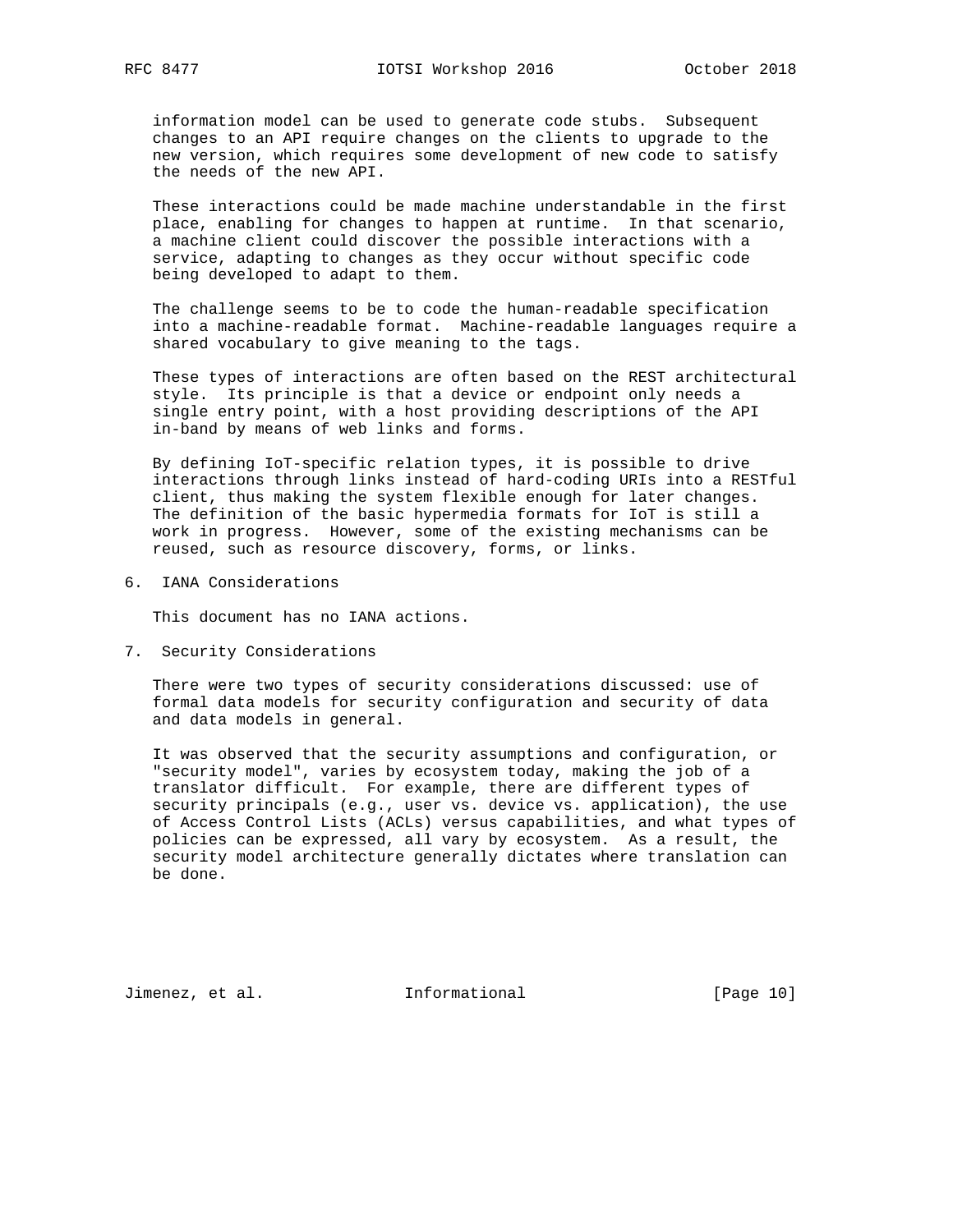information model can be used to generate code stubs. Subsequent changes to an API require changes on the clients to upgrade to the new version, which requires some development of new code to satisfy the needs of the new API.

These interactions could be made machine understandable in the first place, enabling for changes to happen at runtime. In that scenario, a machine client could discover the possible interactions with a service, adapting to changes as they occur without specific code being developed to adapt to them.

The challenge seems to be to code the human-readable specification into a machine-readable format. Machine-readable languages require a shared vocabulary to give meaning to the tags.

These types of interactions are often based on the REST architectural style. Its principle is that a device or endpoint only needs a single entry point, with a host providing descriptions of the API in-band by means of web links and forms.

By defining IoT-specific relation types, it is possible to drive interactions through links instead of hard-coding URIs into a RESTful client, thus making the system flexible enough for later changes. The definition of the basic hypermedia formats for IoT is still a work in progress. However, some of the existing mechanisms can be reused, such as resource discovery, forms, or links.

## 6. IANA Considerations

This document has no IANA actions.

## 7. Security Considerations

There were two types of security considerations discussed: use of formal data models for security configuration and security of data and data models in general.

It was observed that the security assumptions and configuration, or "security model", varies by ecosystem today, making the job of a translator difficult. For example, there are different types of security principals (e.g., user vs. device vs. application), the use of Access Control Lists (ACLs) versus capabilities, and what types of policies can be expressed, all vary by ecosystem. As a result, the security model architecture generally dictates where translation can be done.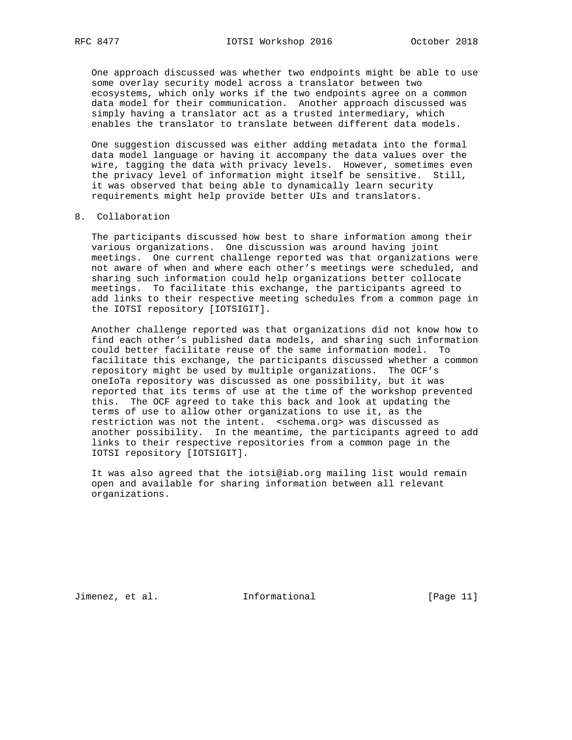One approach discussed was whether two endpoints might be able to use some overlay security model across a translator between two ecosystems, which only works if the two endpoints agree on a common data model for their communication. Another approach discussed was simply having a translator act as a trusted intermediary, which enables the translator to translate between different data models.

One suggestion discussed was either adding metadata into the formal data model language or having it accompany the data values over the wire, tagging the data with privacy levels. However, sometimes even the privacy level of information might itself be sensitive. Still, it was observed that being able to dynamically learn security requirements might help provide better UIs and translators.

## 8. Collaboration

The participants discussed how best to share information among their various organizations. One discussion was around having joint meetings. One current challenge reported was that organizations were not aware of when and where each other's meetings were scheduled, and sharing such information could help organizations better collocate meetings. To facilitate this exchange, the participants agreed to add links to their respective meeting schedules from a common page in the IOTSI repository [IOTSIGIT].

Another challenge reported was that organizations did not know how to find each other's published data models, and sharing such information could better facilitate reuse of the same information model. To facilitate this exchange, the participants discussed whether a common repository might be used by multiple organizations. The OCF's oneIoTa repository was discussed as one possibility, but it was reported that its terms of use at the time of the workshop prevented this. The OCF agreed to take this back and look at updating the terms of use to allow other organizations to use it, as the restriction was not the intent. <schema.org> was discussed as another possibility. In the meantime, the participants agreed to add links to their respective repositories from a common page in the IOTSI repository [IOTSIGIT].

It was also agreed that the iotsi@iab.org mailing list would remain open and available for sharing information between all relevant organizations.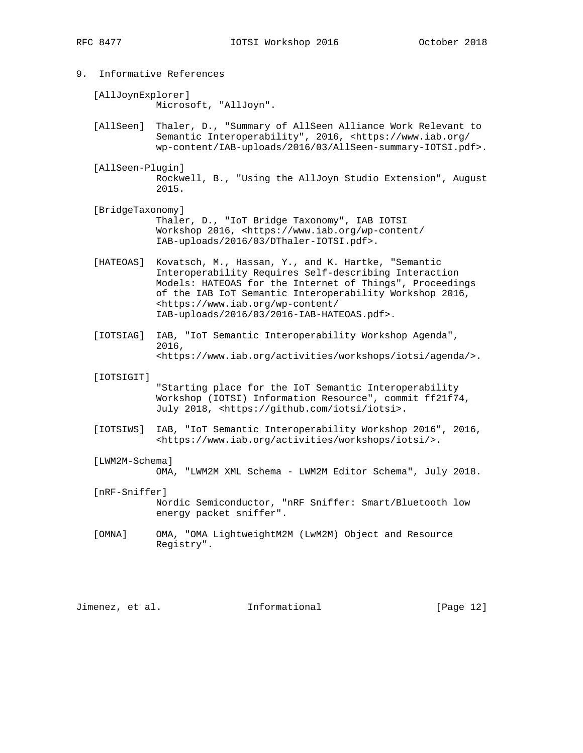## 9. Informative References

[AllJoynExplorer]
Microsoft, "AllJoyn".

[AllSeen] Thaler, D., "Summary of AllSeen Alliance Work Relevant to Semantic Interoperability", 2016, <https://www.iab.org/wp-content/IAB-uploads/2016/03/AllSeen-summary-IOTSI.pdf>.

[AllSeen-Plugin]
Rockwell, B., "Using the AllJoyn Studio Extension", August 2015.

[BridgeTaxonomy]
Thaler, D., "IoT Bridge Taxonomy", IAB IOTSI Workshop 2016, <https://www.iab.org/wp-content/IAB-uploads/2016/03/DThaler-IOTSI.pdf>.

[HATEOAS] Kovatsch, M., Hassan, Y., and K. Hartke, "Semantic Interoperability Requires Self-describing Interaction Models: HATEOAS for the Internet of Things", Proceedings of the IAB IoT Semantic Interoperability Workshop 2016, <https://www.iab.org/wp-content/IAB-uploads/2016/03/2016-IAB-HATEOAS.pdf>.

[IOTSIAG] IAB, "IoT Semantic Interoperability Workshop Agenda", 2016, <https://www.iab.org/activities/workshops/iotsi/agenda/>.

[IOTSIGIT]
"Starting place for the IoT Semantic Interoperability Workshop (IOTSI) Information Resource", commit ff21f74, July 2018, <https://github.com/iotsi/iotsi>.

[IOTSIWS] IAB, "IoT Semantic Interoperability Workshop 2016", 2016, <https://www.iab.org/activities/workshops/iotsi/>.

[LWM2M-Schema]
OMA, "LWM2M XML Schema - LWM2M Editor Schema", July 2018.

[nRF-Sniffer]
Nordic Semiconductor, "nRF Sniffer: Smart/Bluetooth low energy packet sniffer".

[OMNA] OMA, "OMA LightweightM2M (LwM2M) Object and Resource Registry".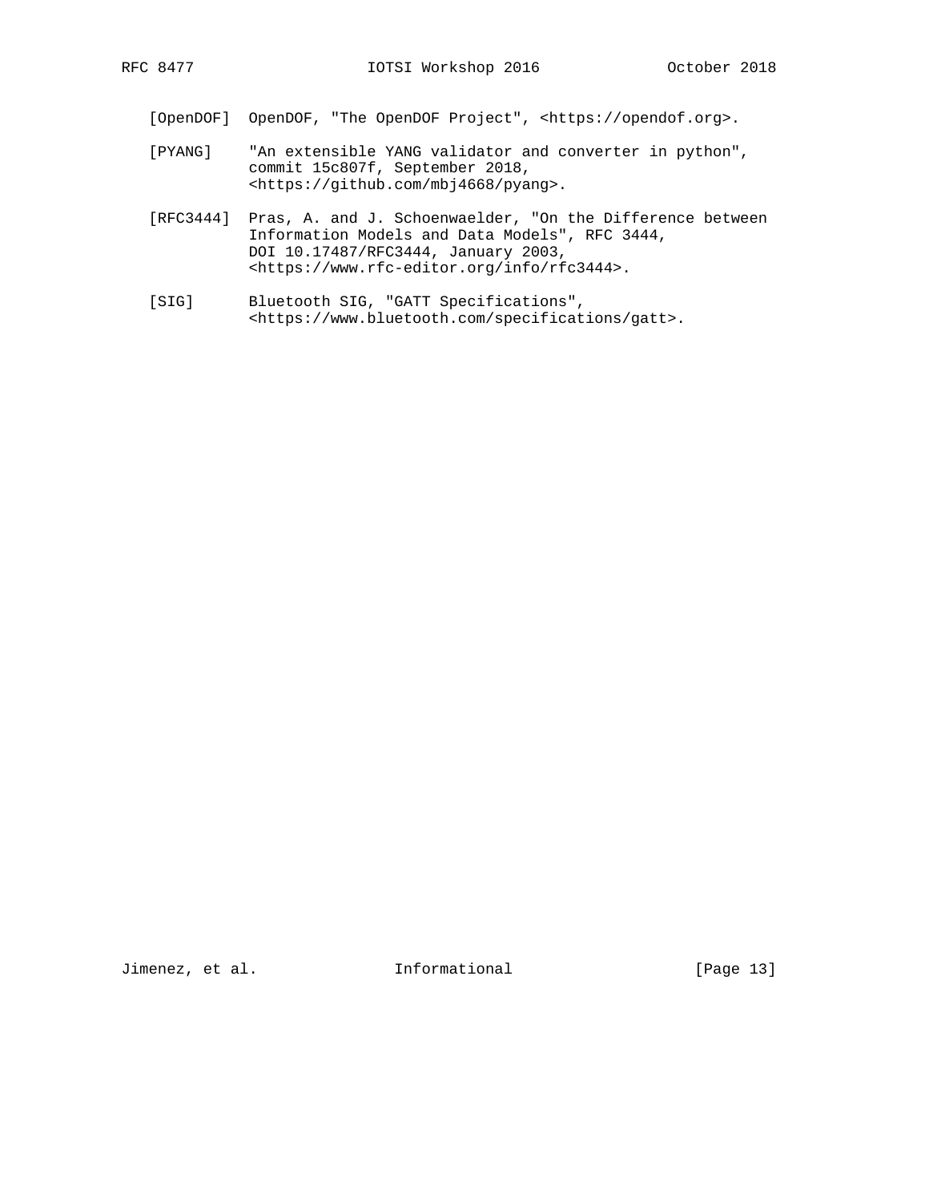[OpenDOF] OpenDOF, "The OpenDOF Project", <https://opendof.org>.

[PYANG] "An extensible YANG validator and converter in python", commit 15c807f, September 2018, <https://github.com/mbj4668/pyang>.

[RFC3444] Pras, A. and J. Schoenwaelder, "On the Difference between Information Models and Data Models", RFC 3444, DOI 10.17487/RFC3444, January 2003, <https://www.rfc-editor.org/info/rfc3444>.

[SIG] Bluetooth SIG, "GATT Specifications", <https://www.bluetooth.com/specifications/gatt>.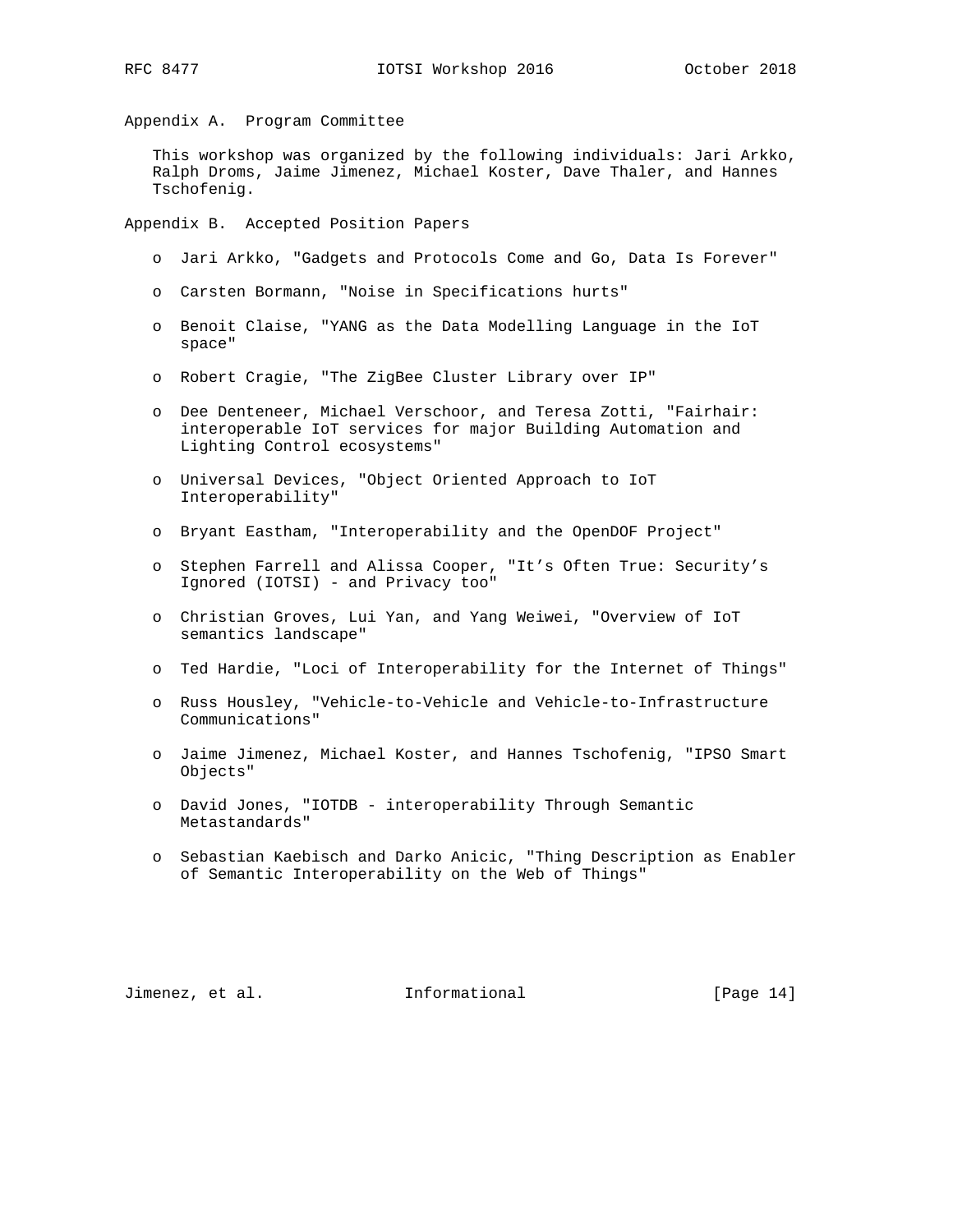## Appendix A. Program Committee

This workshop was organized by the following individuals: Jari Arkko, Ralph Droms, Jaime Jimenez, Michael Koster, Dave Thaler, and Hannes Tschofenig.

## Appendix B. Accepted Position Papers

- Jari Arkko, "Gadgets and Protocols Come and Go, Data Is Forever"
- Carsten Bormann, "Noise in Specifications hurts"
- Benoit Claise, "YANG as the Data Modelling Language in the IoT space"
- Robert Cragie, "The ZigBee Cluster Library over IP"
- Dee Denteneer, Michael Verschoor, and Teresa Zotti, "Fairhair: interoperable IoT services for major Building Automation and Lighting Control ecosystems"
- Universal Devices, "Object Oriented Approach to IoT Interoperability"
- Bryant Eastham, "Interoperability and the OpenDOF Project"
- Stephen Farrell and Alissa Cooper, "It's Often True: Security's Ignored (IOTSI) - and Privacy too"
- Christian Groves, Lui Yan, and Yang Weiwei, "Overview of IoT semantics landscape"
- Ted Hardie, "Loci of Interoperability for the Internet of Things"
- Russ Housley, "Vehicle-to-Vehicle and Vehicle-to-Infrastructure Communications"
- Jaime Jimenez, Michael Koster, and Hannes Tschofenig, "IPSO Smart Objects"
- David Jones, "IOTDB - interoperability Through Semantic Metastandards"
- Sebastian Kaebisch and Darko Anicic, "Thing Description as Enabler of Semantic Interoperability on the Web of Things"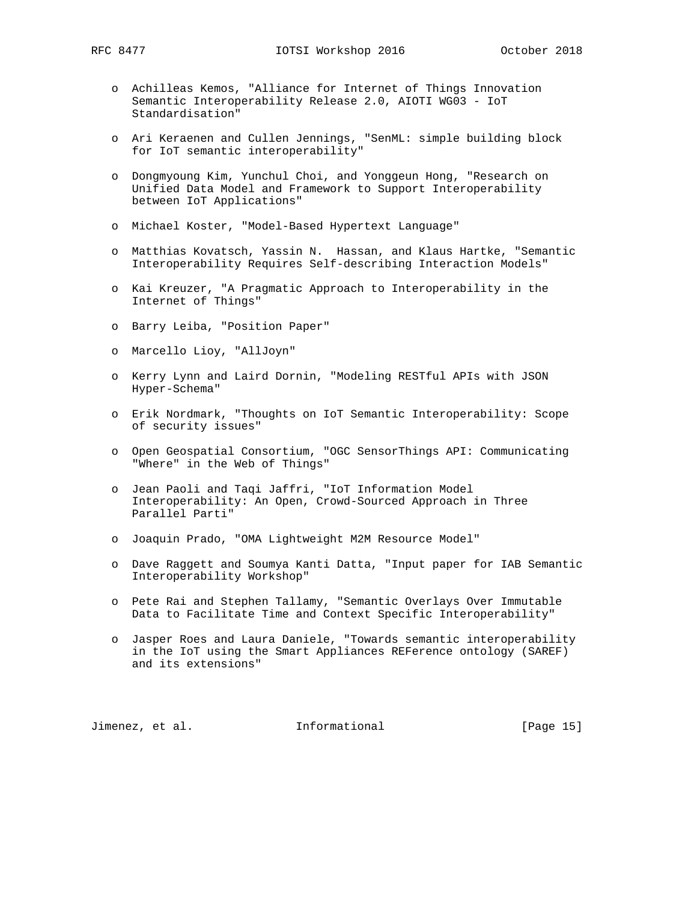- Achilleas Kemos, "Alliance for Internet of Things Innovation Semantic Interoperability Release 2.0, AIOTI WG03 - IoT Standardisation"

- Ari Keraenen and Cullen Jennings, "SenML: simple building block for IoT semantic interoperability"

- Dongmyoung Kim, Yunchul Choi, and Yonggeun Hong, "Research on Unified Data Model and Framework to Support Interoperability between IoT Applications"

- Michael Koster, "Model-Based Hypertext Language"

- Matthias Kovatsch, Yassin N. Hassan, and Klaus Hartke, "Semantic Interoperability Requires Self-describing Interaction Models"

- Kai Kreuzer, "A Pragmatic Approach to Interoperability in the Internet of Things"

- Barry Leiba, "Position Paper"

- Marcello Lioy, "AllJoyn"

- Kerry Lynn and Laird Dornin, "Modeling RESTful APIs with JSON Hyper-Schema"

- Erik Nordmark, "Thoughts on IoT Semantic Interoperability: Scope of security issues"

- Open Geospatial Consortium, "OGC SensorThings API: Communicating "Where" in the Web of Things"

- Jean Paoli and Taqi Jaffri, "IoT Information Model Interoperability: An Open, Crowd-Sourced Approach in Three Parallel Parti"

- Joaquin Prado, "OMA Lightweight M2M Resource Model"

- Dave Raggett and Soumya Kanti Datta, "Input paper for IAB Semantic Interoperability Workshop"

- Pete Rai and Stephen Tallamy, "Semantic Overlays Over Immutable Data to Facilitate Time and Context Specific Interoperability"

- Jasper Roes and Laura Daniele, "Towards semantic interoperability in the IoT using the Smart Appliances REFerence ontology (SAREF) and its extensions"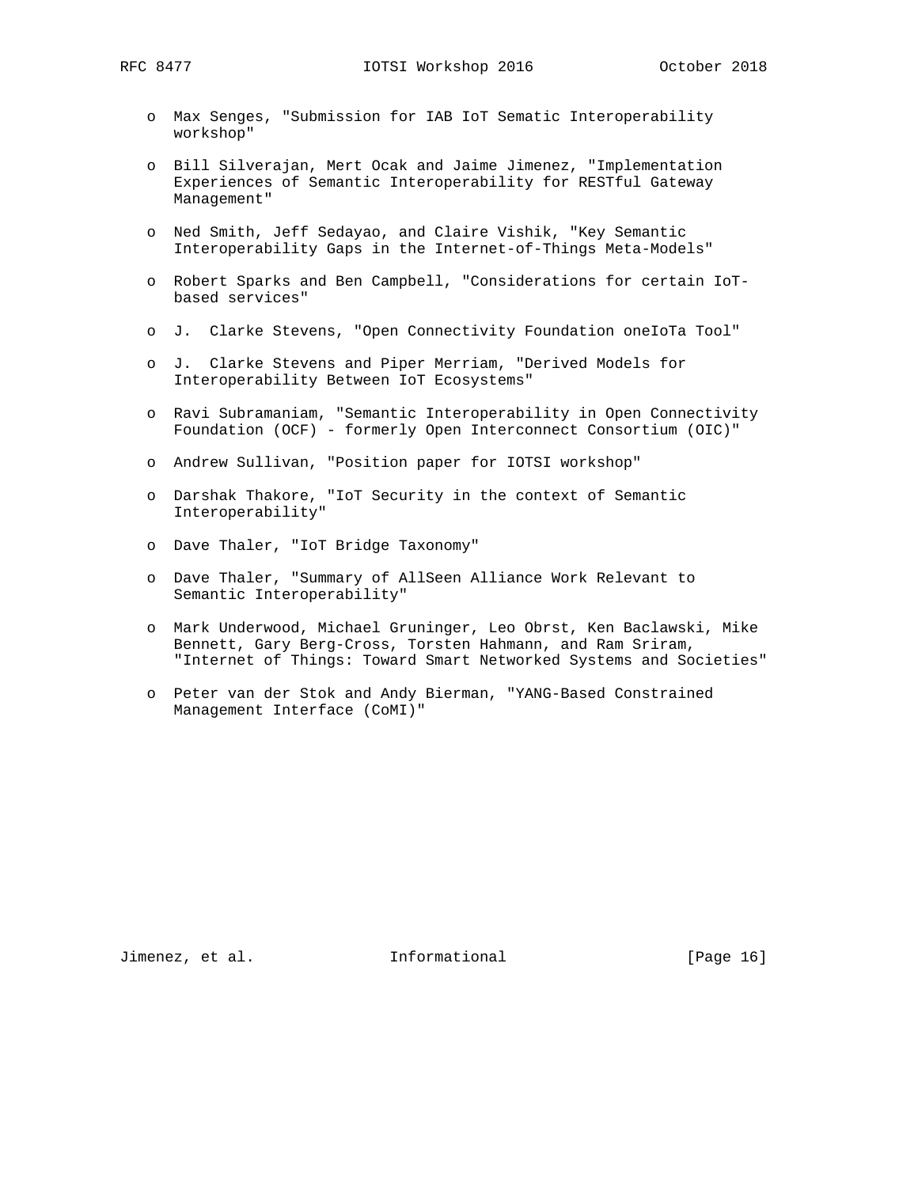- Max Senges, "Submission for IAB IoT Sematic Interoperability workshop"

- Bill Silverajan, Mert Ocak and Jaime Jimenez, "Implementation Experiences of Semantic Interoperability for RESTful Gateway Management"

- Ned Smith, Jeff Sedayao, and Claire Vishik, "Key Semantic Interoperability Gaps in the Internet-of-Things Meta-Models"

- Robert Sparks and Ben Campbell, "Considerations for certain IoT-based services"

- J. Clarke Stevens, "Open Connectivity Foundation oneIoTa Tool"

- J. Clarke Stevens and Piper Merriam, "Derived Models for Interoperability Between IoT Ecosystems"

- Ravi Subramaniam, "Semantic Interoperability in Open Connectivity Foundation (OCF) - formerly Open Interconnect Consortium (OIC)"

- Andrew Sullivan, "Position paper for IOTSI workshop"

- Darshak Thakore, "IoT Security in the context of Semantic Interoperability"

- Dave Thaler, "IoT Bridge Taxonomy"

- Dave Thaler, "Summary of AllSeen Alliance Work Relevant to Semantic Interoperability"

- Mark Underwood, Michael Gruninger, Leo Obrst, Ken Baclawski, Mike Bennett, Gary Berg-Cross, Torsten Hahmann, and Ram Sriram, "Internet of Things: Toward Smart Networked Systems and Societies"

- Peter van der Stok and Andy Bierman, "YANG-Based Constrained Management Interface (CoMI)"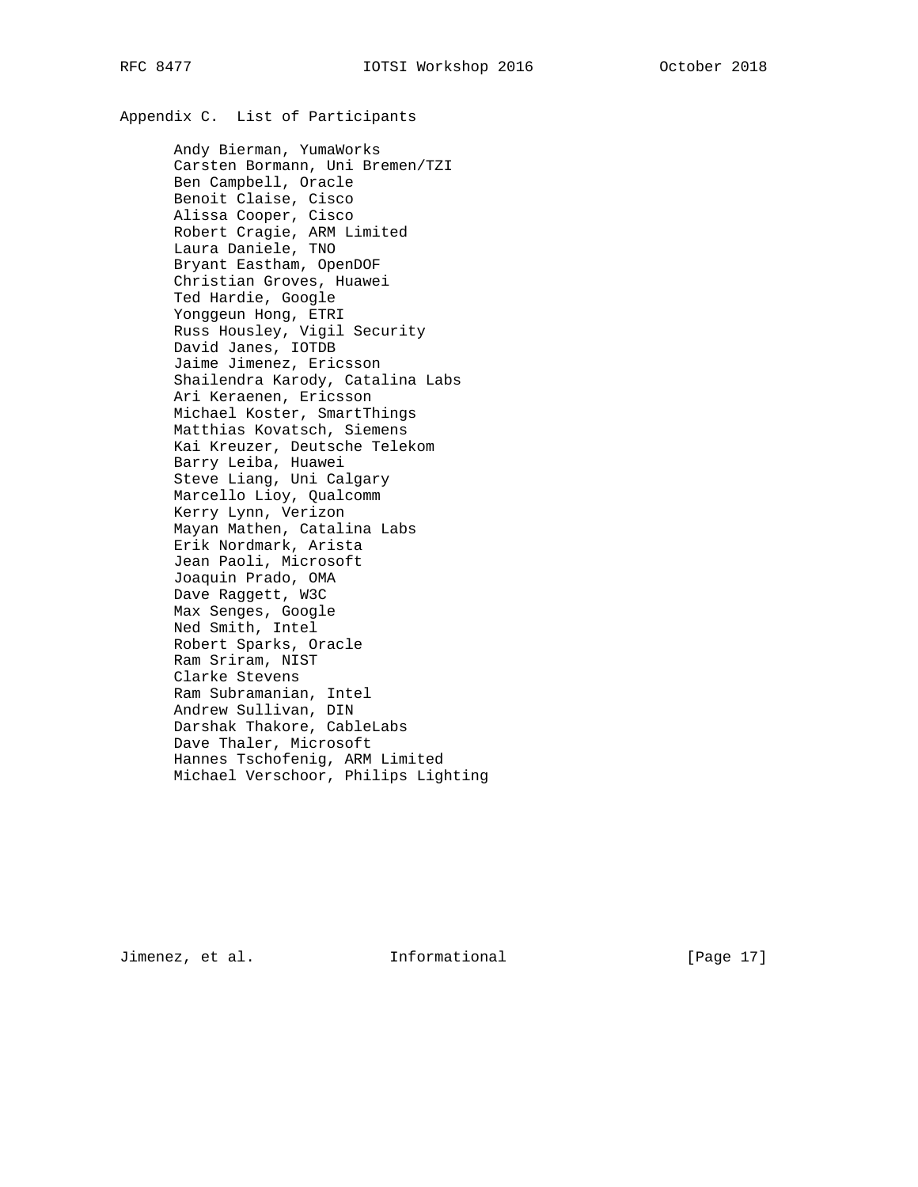## Appendix C. List of Participants

Andy Bierman, YumaWorks
Carsten Bormann, Uni Bremen/TZI
Ben Campbell, Oracle
Benoit Claise, Cisco
Alissa Cooper, Cisco
Robert Cragie, ARM Limited
Laura Daniele, TNO
Bryant Eastham, OpenDOF
Christian Groves, Huawei
Ted Hardie, Google
Yonggeun Hong, ETRI
Russ Housley, Vigil Security
David Janes, IOTDB
Jaime Jimenez, Ericsson
Shailendra Karody, Catalina Labs
Ari Keraenen, Ericsson
Michael Koster, SmartThings
Matthias Kovatsch, Siemens
Kai Kreuzer, Deutsche Telekom
Barry Leiba, Huawei
Steve Liang, Uni Calgary
Marcello Lioy, Qualcomm
Kerry Lynn, Verizon
Mayan Mathen, Catalina Labs
Erik Nordmark, Arista
Jean Paoli, Microsoft
Joaquin Prado, OMA
Dave Raggett, W3C
Max Senges, Google
Ned Smith, Intel
Robert Sparks, Oracle
Ram Sriram, NIST
Clarke Stevens
Ram Subramanian, Intel
Andrew Sullivan, DIN
Darshak Thakore, CableLabs
Dave Thaler, Microsoft
Hannes Tschofenig, ARM Limited
Michael Verschoor, Philips Lighting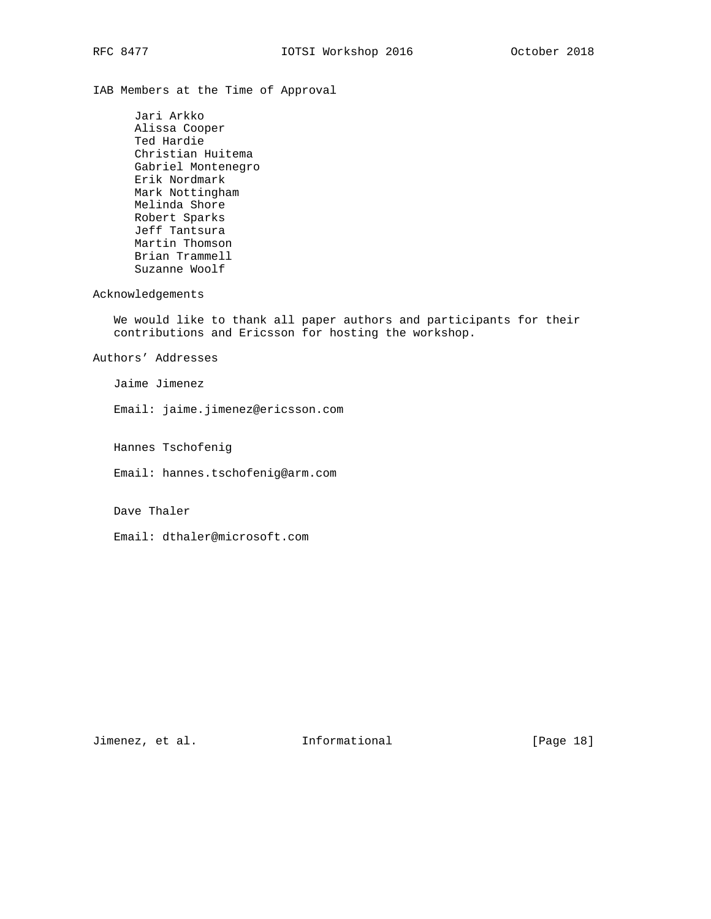## IAB Members at the Time of Approval

- Jari Arkko
- Alissa Cooper
- Ted Hardie
- Christian Huitema
- Gabriel Montenegro
- Erik Nordmark
- Mark Nottingham
- Melinda Shore
- Robert Sparks
- Jeff Tantsura
- Martin Thomson
- Brian Trammell
- Suzanne Woolf

## Acknowledgements

We would like to thank all paper authors and participants for their contributions and Ericsson for hosting the workshop.

## Authors' Addresses

Jaime Jimenez

Email: jaime.jimenez@ericsson.com

Hannes Tschofenig

Email: hannes.tschofenig@arm.com

Dave Thaler

Email: dthaler@microsoft.com